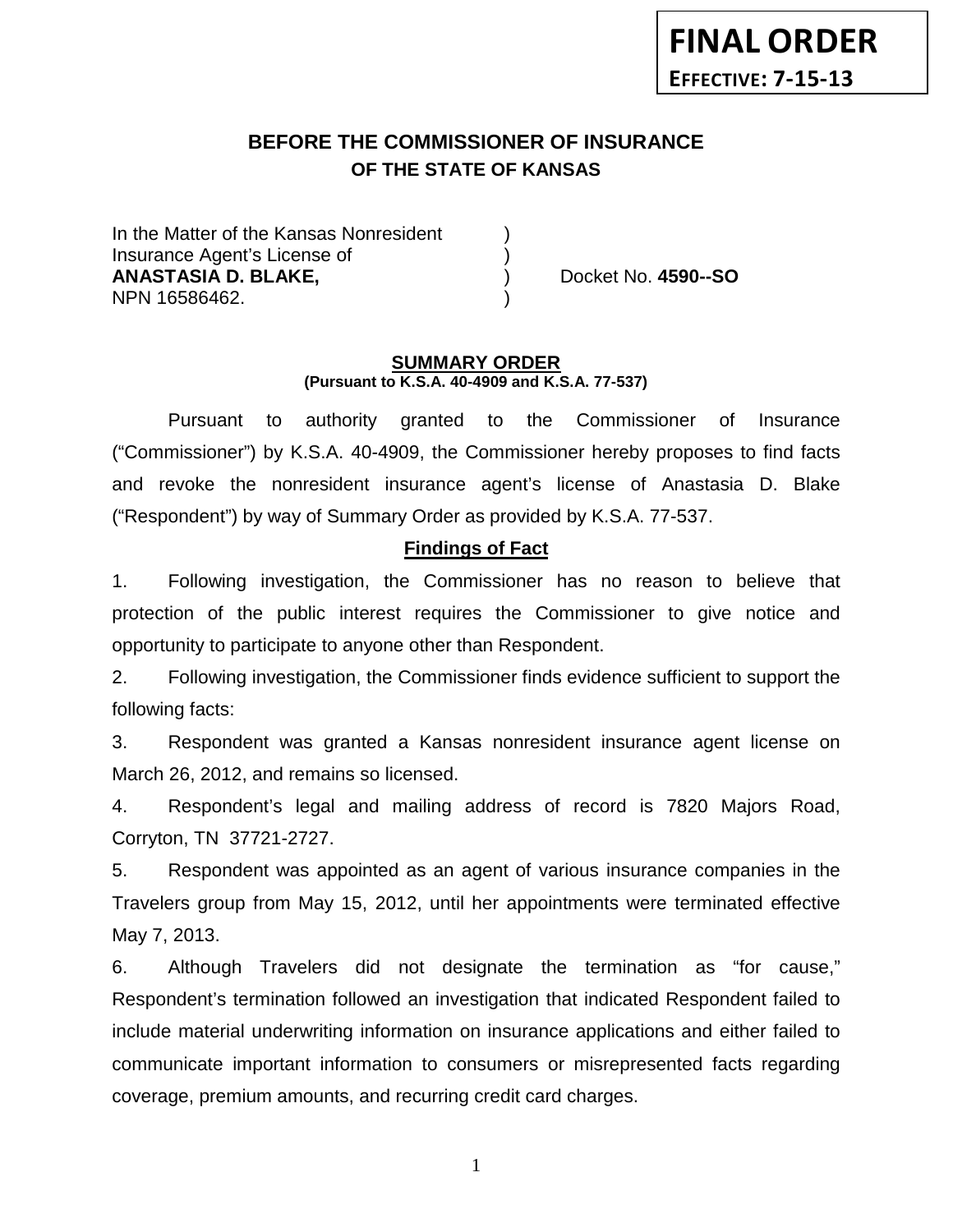**FINAL ORDER**
**EFFECTIVE: 7-15-13**

## BEFORE THE COMMISSIONER OF INSURANCE
### OF THE STATE OF KANSAS

In the Matter of the Kansas Nonresident )
Insurance Agent's License of )
**ANASTASIA D. BLAKE,** ) Docket No. **4590--SO**
NPN 16586462. )

**SUMMARY ORDER**
**(Pursuant to K.S.A. 40-4909 and K.S.A. 77-537)**

Pursuant to authority granted to the Commissioner of Insurance ("Commissioner") by K.S.A. 40-4909, the Commissioner hereby proposes to find facts and revoke the nonresident insurance agent's license of Anastasia D. Blake ("Respondent") by way of Summary Order as provided by K.S.A. 77-537.

**Findings of Fact**

1. Following investigation, the Commissioner has no reason to believe that protection of the public interest requires the Commissioner to give notice and opportunity to participate to anyone other than Respondent.

2. Following investigation, the Commissioner finds evidence sufficient to support the following facts:

3. Respondent was granted a Kansas nonresident insurance agent license on March 26, 2012, and remains so licensed.

4. Respondent's legal and mailing address of record is 7820 Majors Road, Corryton, TN 37721-2727.

5. Respondent was appointed as an agent of various insurance companies in the Travelers group from May 15, 2012, until her appointments were terminated effective May 7, 2013.

6. Although Travelers did not designate the termination as "for cause," Respondent's termination followed an investigation that indicated Respondent failed to include material underwriting information on insurance applications and either failed to communicate important information to consumers or misrepresented facts regarding coverage, premium amounts, and recurring credit card charges.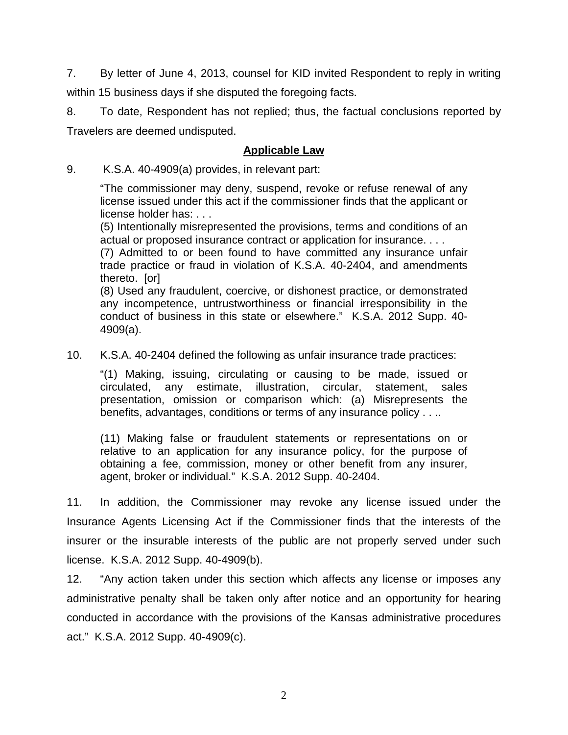7. By letter of June 4, 2013, counsel for KID invited Respondent to reply in writing within 15 business days if she disputed the foregoing facts.

8. To date, Respondent has not replied; thus, the factual conclusions reported by Travelers are deemed undisputed.

## **Applicable Law**

9. K.S.A. 40-4909(a) provides, in relevant part:

> "The commissioner may deny, suspend, revoke or refuse renewal of any license issued under this act if the commissioner finds that the applicant or license holder has: . . .
> (5) Intentionally misrepresented the provisions, terms and conditions of an actual or proposed insurance contract or application for insurance. . . .
> (7) Admitted to or been found to have committed any insurance unfair trade practice or fraud in violation of K.S.A. 40-2404, and amendments thereto. [or]
> (8) Used any fraudulent, coercive, or dishonest practice, or demonstrated any incompetence, untrustworthiness or financial irresponsibility in the conduct of business in this state or elsewhere." K.S.A. 2012 Supp. 40-4909(a).

10. K.S.A. 40-2404 defined the following as unfair insurance trade practices:

> "(1) Making, issuing, circulating or causing to be made, issued or circulated, any estimate, illustration, circular, statement, sales presentation, omission or comparison which: (a) Misrepresents the benefits, advantages, conditions or terms of any insurance policy . . ..
>
> (11) Making false or fraudulent statements or representations on or relative to an application for any insurance policy, for the purpose of obtaining a fee, commission, money or other benefit from any insurer, agent, broker or individual." K.S.A. 2012 Supp. 40-2404.

11. In addition, the Commissioner may revoke any license issued under the Insurance Agents Licensing Act if the Commissioner finds that the interests of the insurer or the insurable interests of the public are not properly served under such license. K.S.A. 2012 Supp. 40-4909(b).

12. "Any action taken under this section which affects any license or imposes any administrative penalty shall be taken only after notice and an opportunity for hearing conducted in accordance with the provisions of the Kansas administrative procedures act." K.S.A. 2012 Supp. 40-4909(c).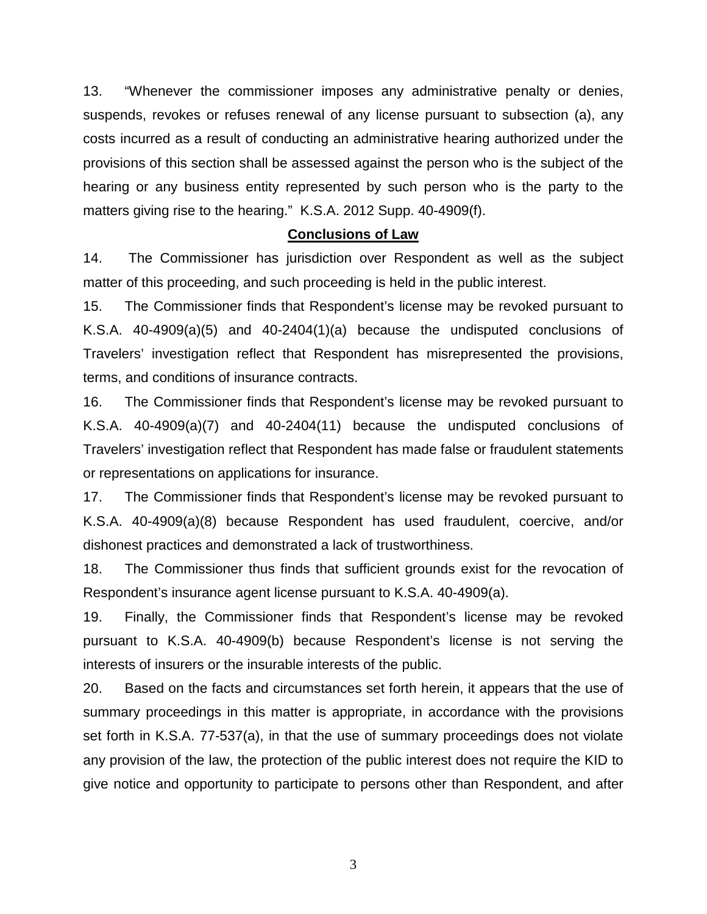13. "Whenever the commissioner imposes any administrative penalty or denies, suspends, revokes or refuses renewal of any license pursuant to subsection (a), any costs incurred as a result of conducting an administrative hearing authorized under the provisions of this section shall be assessed against the person who is the subject of the hearing or any business entity represented by such person who is the party to the matters giving rise to the hearing." K.S.A. 2012 Supp. 40-4909(f).

## Conclusions of Law

14. The Commissioner has jurisdiction over Respondent as well as the subject matter of this proceeding, and such proceeding is held in the public interest.

15. The Commissioner finds that Respondent's license may be revoked pursuant to K.S.A. 40-4909(a)(5) and 40-2404(1)(a) because the undisputed conclusions of Travelers' investigation reflect that Respondent has misrepresented the provisions, terms, and conditions of insurance contracts.

16. The Commissioner finds that Respondent's license may be revoked pursuant to K.S.A. 40-4909(a)(7) and 40-2404(11) because the undisputed conclusions of Travelers' investigation reflect that Respondent has made false or fraudulent statements or representations on applications for insurance.

17. The Commissioner finds that Respondent's license may be revoked pursuant to K.S.A. 40-4909(a)(8) because Respondent has used fraudulent, coercive, and/or dishonest practices and demonstrated a lack of trustworthiness.

18. The Commissioner thus finds that sufficient grounds exist for the revocation of Respondent's insurance agent license pursuant to K.S.A. 40-4909(a).

19. Finally, the Commissioner finds that Respondent's license may be revoked pursuant to K.S.A. 40-4909(b) because Respondent's license is not serving the interests of insurers or the insurable interests of the public.

20. Based on the facts and circumstances set forth herein, it appears that the use of summary proceedings in this matter is appropriate, in accordance with the provisions set forth in K.S.A. 77-537(a), in that the use of summary proceedings does not violate any provision of the law, the protection of the public interest does not require the KID to give notice and opportunity to participate to persons other than Respondent, and after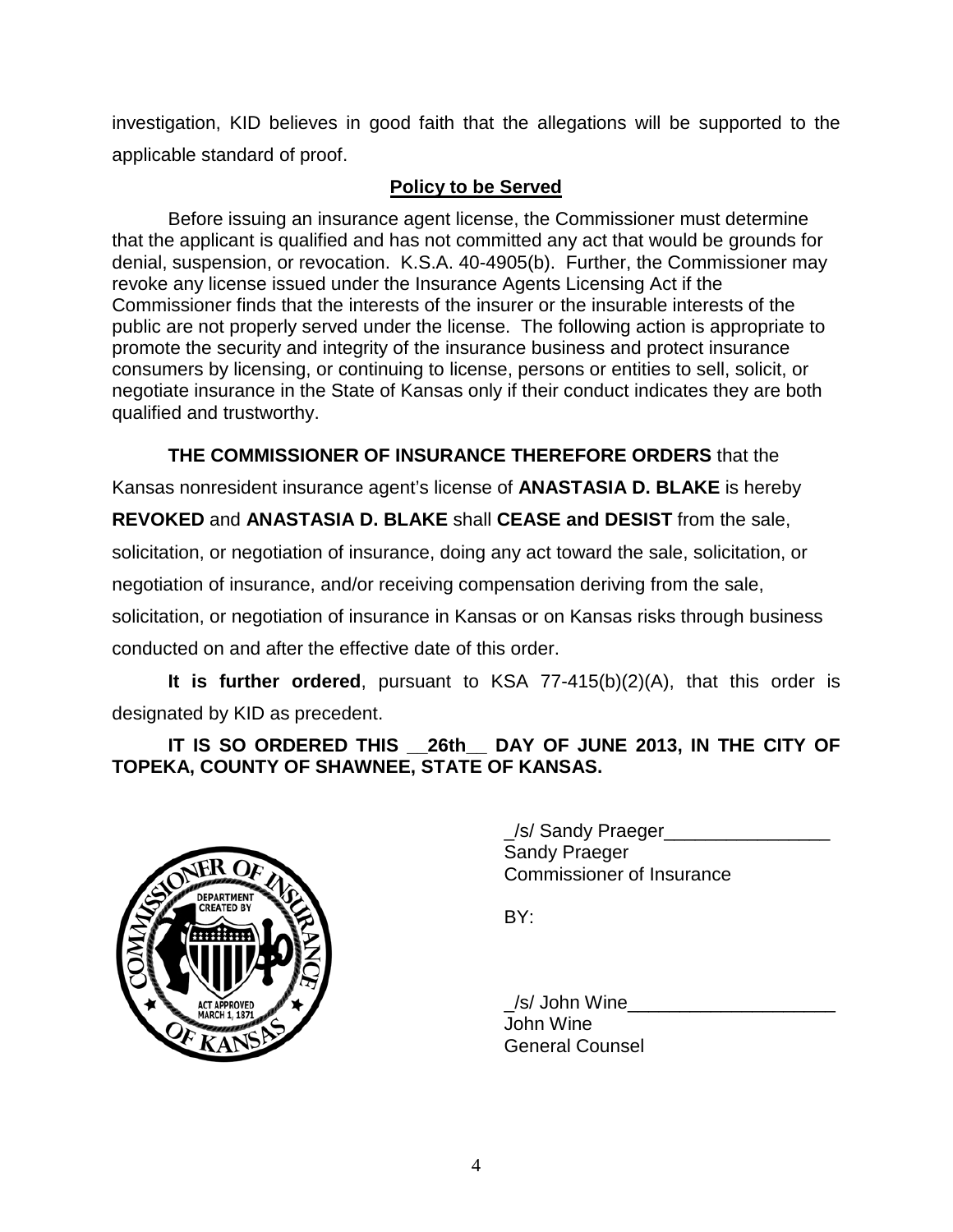investigation, KID believes in good faith that the allegations will be supported to the applicable standard of proof.

**Policy to be Served**

Before issuing an insurance agent license, the Commissioner must determine that the applicant is qualified and has not committed any act that would be grounds for denial, suspension, or revocation. K.S.A. 40-4905(b). Further, the Commissioner may revoke any license issued under the Insurance Agents Licensing Act if the Commissioner finds that the interests of the insurer or the insurable interests of the public are not properly served under the license. The following action is appropriate to promote the security and integrity of the insurance business and protect insurance consumers by licensing, or continuing to license, persons or entities to sell, solicit, or negotiate insurance in the State of Kansas only if their conduct indicates they are both qualified and trustworthy.

**THE COMMISSIONER OF INSURANCE THEREFORE ORDERS** that the Kansas nonresident insurance agent's license of **ANASTASIA D. BLAKE** is hereby **REVOKED** and **ANASTASIA D. BLAKE** shall **CEASE and DESIST** from the sale, solicitation, or negotiation of insurance, doing any act toward the sale, solicitation, or negotiation of insurance, and/or receiving compensation deriving from the sale, solicitation, or negotiation of insurance in Kansas or on Kansas risks through business conducted on and after the effective date of this order.

**It is further ordered**, pursuant to KSA 77-415(b)(2)(A), that this order is designated by KID as precedent.

**IT IS SO ORDERED THIS __26th__ DAY OF JUNE 2013, IN THE CITY OF TOPEKA, COUNTY OF SHAWNEE, STATE OF KANSAS.**

_/s/ Sandy Praeger________________
Sandy Praeger
Commissioner of Insurance

BY:

_/s/ John Wine____________________
John Wine
General Counsel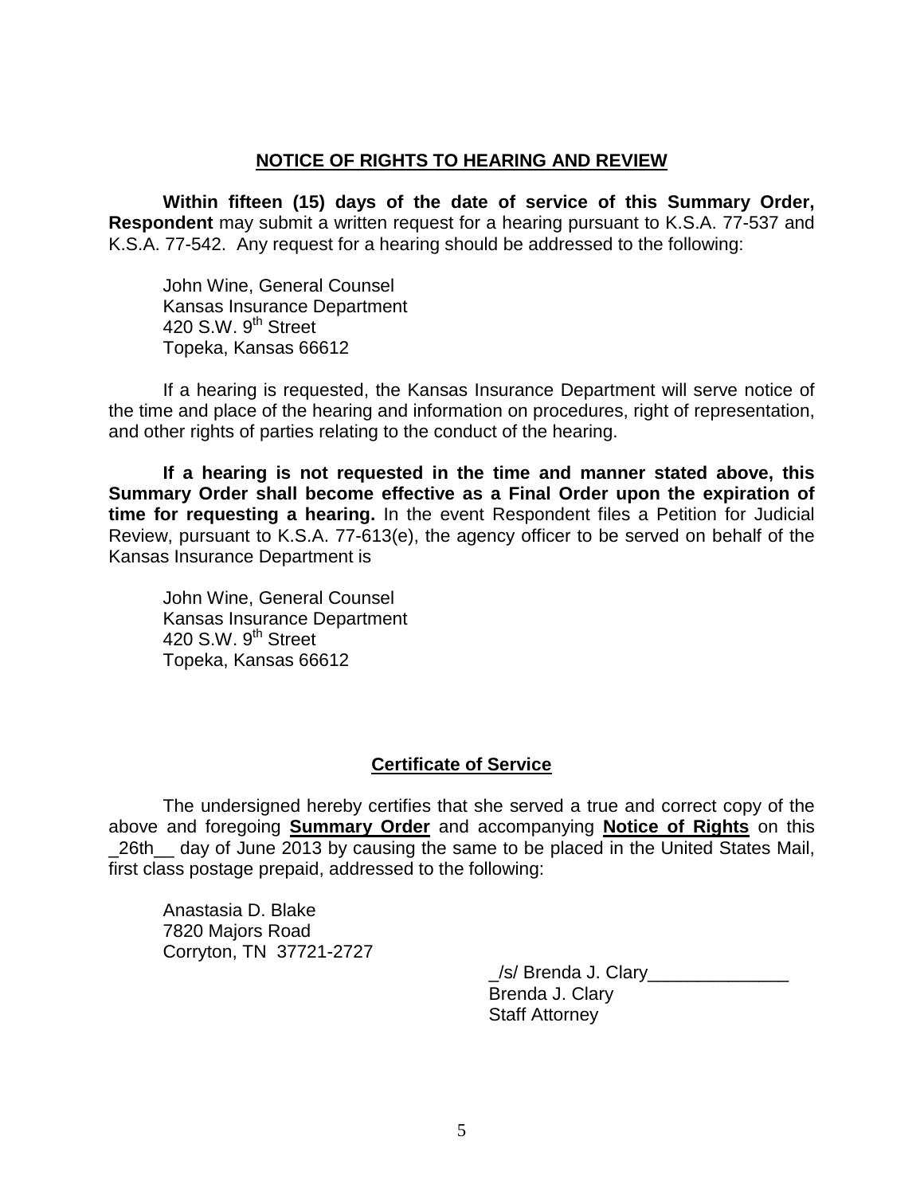## NOTICE OF RIGHTS TO HEARING AND REVIEW

**Within fifteen (15) days of the date of service of this Summary Order, Respondent** may submit a written request for a hearing pursuant to K.S.A. 77-537 and K.S.A. 77-542. Any request for a hearing should be addressed to the following:

John Wine, General Counsel
Kansas Insurance Department
420 S.W. 9th Street
Topeka, Kansas 66612

If a hearing is requested, the Kansas Insurance Department will serve notice of the time and place of the hearing and information on procedures, right of representation, and other rights of parties relating to the conduct of the hearing.

**If a hearing is not requested in the time and manner stated above, this Summary Order shall become effective as a Final Order upon the expiration of time for requesting a hearing.** In the event Respondent files a Petition for Judicial Review, pursuant to K.S.A. 77-613(e), the agency officer to be served on behalf of the Kansas Insurance Department is

John Wine, General Counsel
Kansas Insurance Department
420 S.W. 9th Street
Topeka, Kansas 66612

## Certificate of Service

The undersigned hereby certifies that she served a true and correct copy of the above and foregoing **Summary Order** and accompanying **Notice of Rights** on this _26th__ day of June 2013 by causing the same to be placed in the United States Mail, first class postage prepaid, addressed to the following:

Anastasia D. Blake
7820 Majors Road
Corryton, TN 37721-2727

_/s/ Brenda J. Clary______________
Brenda J. Clary
Staff Attorney